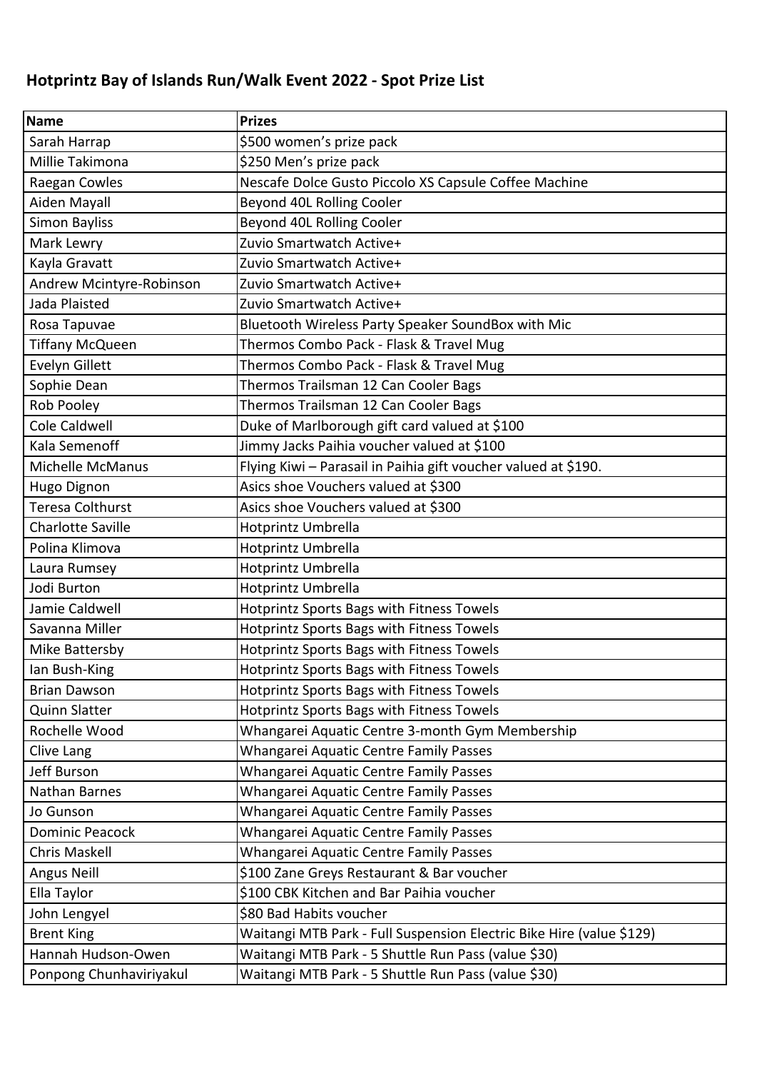## Hotprintz Bay of Islands Run/Walk Event 2022 - Spot Prize List

| Name | Prizes |
| --- | --- |
| Sarah Harrap | $500 women's prize pack |
| Millie Takimona | $250 Men's prize pack |
| Raegan Cowles | Nescafe Dolce Gusto Piccolo XS Capsule Coffee Machine |
| Aiden Mayall | Beyond 40L Rolling Cooler |
| Simon Bayliss | Beyond 40L Rolling Cooler |
| Mark Lewry | Zuvio Smartwatch Active+ |
| Kayla Gravatt | Zuvio Smartwatch Active+ |
| Andrew Mcintyre-Robinson | Zuvio Smartwatch Active+ |
| Jada Plaisted | Zuvio Smartwatch Active+ |
| Rosa Tapuvae | Bluetooth Wireless Party Speaker SoundBox with Mic |
| Tiffany McQueen | Thermos Combo Pack - Flask & Travel Mug |
| Evelyn Gillett | Thermos Combo Pack - Flask & Travel Mug |
| Sophie Dean | Thermos Trailsman 12 Can Cooler Bags |
| Rob Pooley | Thermos Trailsman 12 Can Cooler Bags |
| Cole Caldwell | Duke of Marlborough gift card valued at $100 |
| Kala Semenoff | Jimmy Jacks Paihia voucher valued at $100 |
| Michelle McManus | Flying Kiwi – Parasail in Paihia gift voucher valued at $190. |
| Hugo Dignon | Asics shoe Vouchers valued at $300 |
| Teresa Colthurst | Asics shoe Vouchers valued at $300 |
| Charlotte Saville | Hotprintz Umbrella |
| Polina Klimova | Hotprintz Umbrella |
| Laura Rumsey | Hotprintz Umbrella |
| Jodi Burton | Hotprintz Umbrella |
| Jamie Caldwell | Hotprintz Sports Bags with Fitness Towels |
| Savanna Miller | Hotprintz Sports Bags with Fitness Towels |
| Mike Battersby | Hotprintz Sports Bags with Fitness Towels |
| Ian Bush-King | Hotprintz Sports Bags with Fitness Towels |
| Brian Dawson | Hotprintz Sports Bags with Fitness Towels |
| Quinn Slatter | Hotprintz Sports Bags with Fitness Towels |
| Rochelle Wood | Whangarei Aquatic Centre 3-month Gym Membership |
| Clive Lang | Whangarei Aquatic Centre Family Passes |
| Jeff Burson | Whangarei Aquatic Centre Family Passes |
| Nathan Barnes | Whangarei Aquatic Centre Family Passes |
| Jo Gunson | Whangarei Aquatic Centre Family Passes |
| Dominic Peacock | Whangarei Aquatic Centre Family Passes |
| Chris Maskell | Whangarei Aquatic Centre Family Passes |
| Angus Neill | $100 Zane Greys Restaurant & Bar voucher |
| Ella Taylor | $100 CBK Kitchen and Bar Paihia voucher |
| John Lengyel | $80 Bad Habits voucher |
| Brent King | Waitangi MTB Park - Full Suspension Electric Bike Hire (value $129) |
| Hannah Hudson-Owen | Waitangi MTB Park - 5 Shuttle Run Pass (value $30) |
| Ponpong Chunhaviriyakul | Waitangi MTB Park - 5 Shuttle Run Pass (value $30) |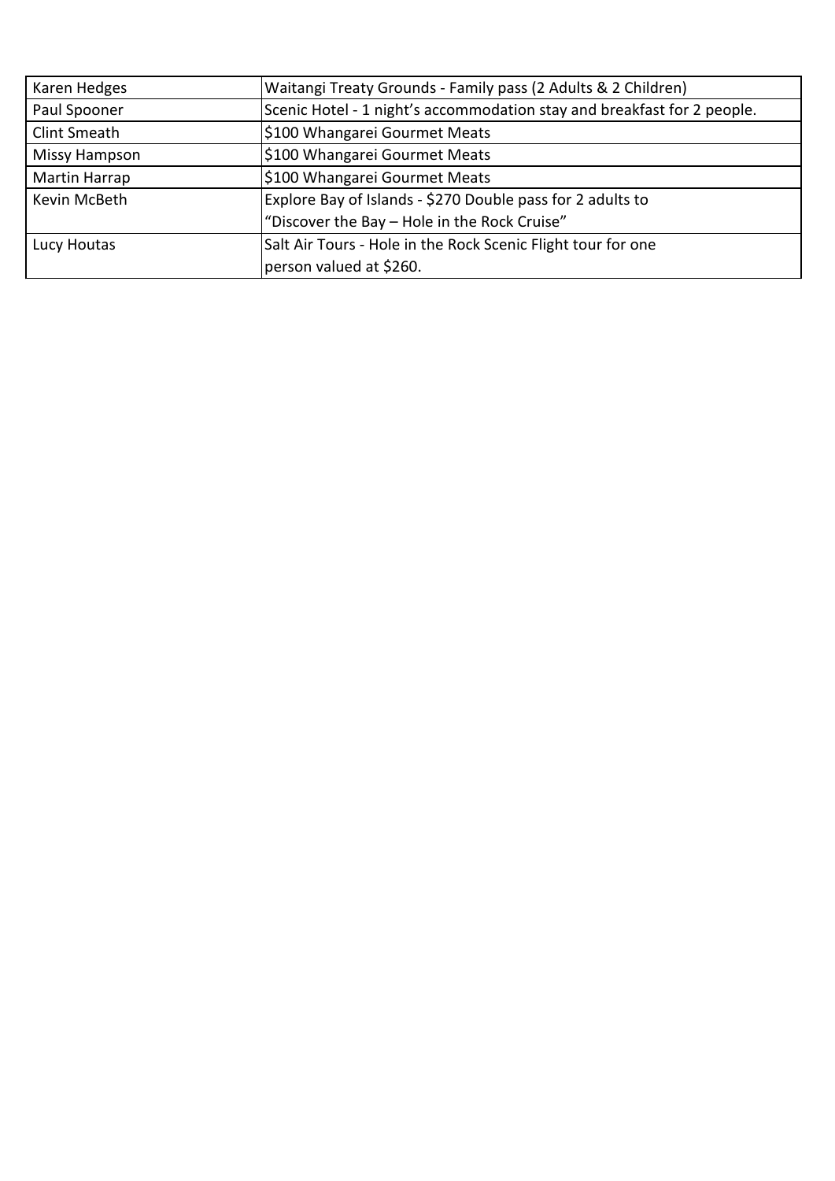| | |
|---|---|
| Karen Hedges | Waitangi Treaty Grounds - Family pass (2 Adults & 2 Children) |
| Paul Spooner | Scenic Hotel - 1 night's accommodation stay and breakfast for 2 people. |
| Clint Smeath | $100 Whangarei Gourmet Meats |
| Missy Hampson | $100 Whangarei Gourmet Meats |
| Martin Harrap | $100 Whangarei Gourmet Meats |
| Kevin McBeth | Explore Bay of Islands - $270 Double pass for 2 adults to "Discover the Bay – Hole in the Rock Cruise" |
| Lucy Houtas | Salt Air Tours - Hole in the Rock Scenic Flight tour for one person valued at $260. |